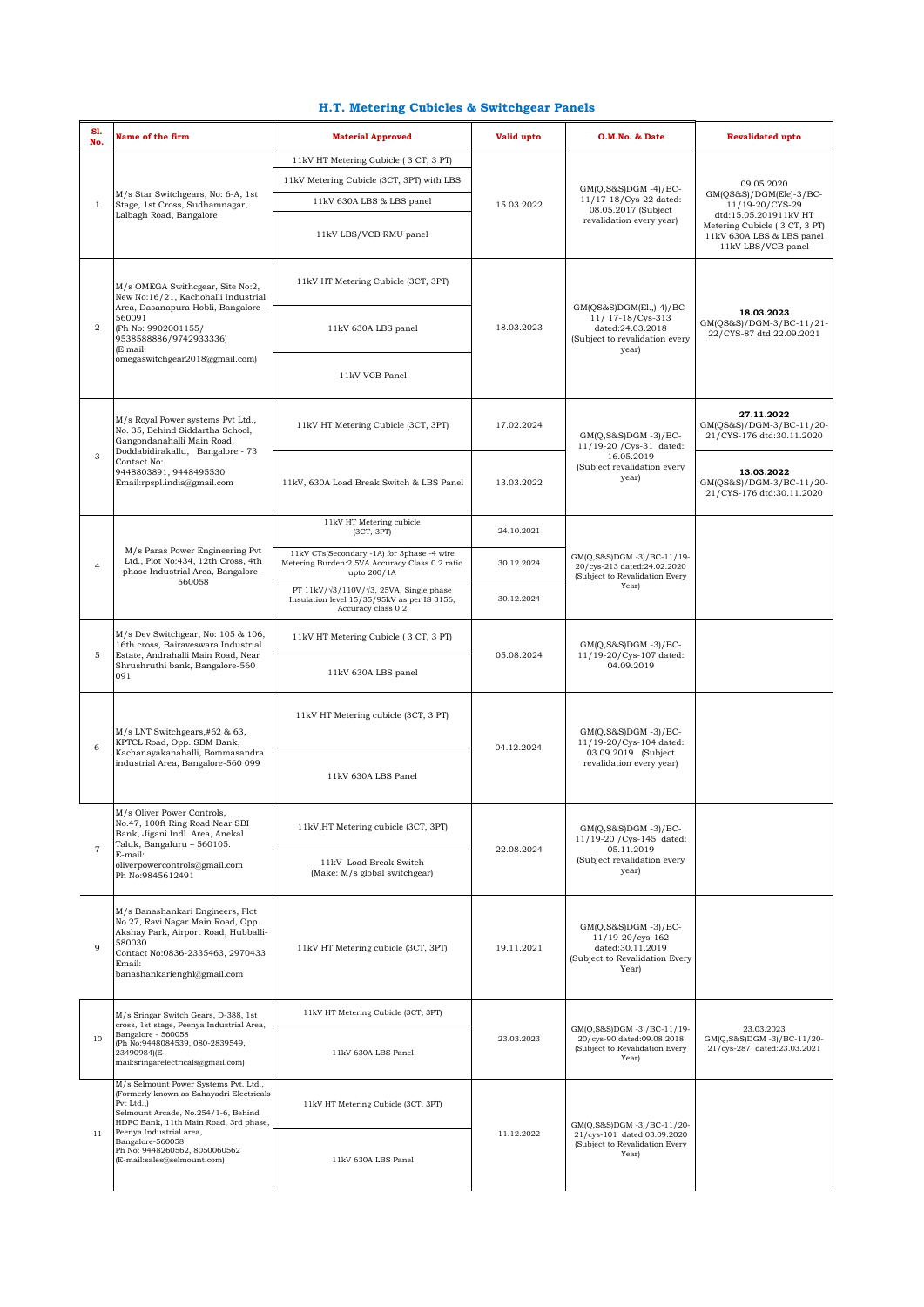# H.T. Metering Cubicles & Switchgear Panels

| Sl. No. | Name of the firm | Material Approved | Valid upto | O.M.No. & Date | Revalidated upto |
|---|---|---|---|---|---|
| 1 | M/s Star Switchgears, No: 6-A, 1st Stage, 1st Cross, Sudhamnagar, Lalbagh Road, Bangalore | 11kV HT Metering Cubicle ( 3 CT, 3 PT) | 15.03.2022 | GM(Q,S&S)DGM -4)/BC-11/17-18/Cys-22 dated: 08.05.2017 (Subject revalidation every year) | 09.05.2020 GM(QS&S)/DGM(Ele)-3/BC-11/19-20/CYS-29 dtd:15.05.201911kV HT Metering Cubicle ( 3 CT, 3 PT) 11kV 630A LBS & LBS panel 11kV LBS/VCB panel |
| | | 11kV Metering Cubicle (3CT, 3PT) with LBS | | | |
| | | 11kV 630A LBS & LBS panel | | | |
| | | 11kV LBS/VCB RMU panel | | | |
| 2 | M/s OMEGA Swithcgear, Site No:2, New No:16/21, Kachohalli Industrial Area, Dasanapura Hobli, Bangalore – 560091 (Ph No: 9902001155/ 9538588886/9742933336) (E mail: omegaswitchgear2018@gmail.com) | 11kV HT Metering Cubicle (3CT, 3PT) | 18.03.2023 | GM(QS&S)DGM(El.,)-4)/BC-11/ 17-18/Cys-313 dated:24.03.2018 (Subject to revalidation every year) | **18.03.2023** GM(QS&S)/DGM-3/BC-11/21-22/CYS-87 dtd:22.09.2021 |
| | | 11kV 630A LBS panel | | | |
| | | 11kV VCB Panel | | | |
| 3 | M/s Royal Power systems Pvt Ltd., No. 35, Behind Siddartha School, Gangondanahalli Main Road, Doddabidirakallu, Bangalore - 73 Contact No: 9448803891, 9448495530 Email:rpspl.india@gmail.com | 11kV HT Metering Cubicle (3CT, 3PT) | 17.02.2024 | GM(Q,S&S)DGM -3)/BC-11/19-20 /Cys-31 dated: 16.05.2019 (Subject revalidation every year) | **27.11.2022** GM(QS&S)/DGM-3/BC-11/20-21/CYS-176 dtd:30.11.2020 |
| | | 11kV, 630A Load Break Switch & LBS Panel | 13.03.2022 | | **13.03.2022** GM(QS&S)/DGM-3/BC-11/20-21/CYS-176 dtd:30.11.2020 |
| 4 | M/s Paras Power Engineering Pvt Ltd., Plot No:434, 12th Cross, 4th phase Industrial Area, Bangalore - 560058 | 11kV HT Metering cubicle (3CT, 3PT) | 24.10.2021 | GM(Q,S&S)DGM -3)/BC-11/19-20/cys-213 dated:24.02.2020 (Subject to Revalidation Every Year) | |
| | | 11kV CTs(Secondary -1A) for 3phase -4 wire Metering Burden:2.5VA Accuracy Class 0.2 ratio upto 200/1A | 30.12.2024 | | |
| | | PT 11kV/√3/110V/√3, 25VA, Single phase Insulation level 15/35/95kV as per IS 3156, Accuracy class 0.2 | 30.12.2024 | | |
| 5 | M/s Dev Switchgear, No: 105 & 106, 16th cross, Bairaveswara Industrial Estate, Andrahalli Main Road, Near Shrushruthi bank, Bangalore-560 091 | 11kV HT Metering Cubicle ( 3 CT, 3 PT) | 05.08.2024 | GM(Q,S&S)DGM -3)/BC-11/19-20/Cys-107 dated: 04.09.2019 | |
| | | 11kV 630A LBS panel | | | |
| 6 | M/s LNT Switchgears,#62 & 63, KPTCL Road, Opp. SBM Bank, Kachanayakanahalli, Bommasandra industrial Area, Bangalore-560 099 | 11kV HT Metering cubicle (3CT, 3 PT) | 04.12.2024 | GM(Q,S&S)DGM -3)/BC-11/19-20/Cys-104 dated: 03.09.2019 (Subject revalidation every year) | |
| | | 11kV 630A LBS Panel | | | |
| 7 | M/s Oliver Power Controls, No.47, 100ft Ring Road Near SBI Bank, Jigani Indl. Area, Anekal Taluk, Bangaluru – 560105. E-mail: oliverpowercontrols@gmail.com Ph No:9845612491 | 11kV,HT Metering cubicle (3CT, 3PT) | 22.08.2024 | GM(Q,S&S)DGM -3)/BC-11/19-20 /Cys-145 dated: 05.11.2019 (Subject revalidation every year) | |
| | | 11kV Load Break Switch (Make: M/s global switchgear) | | | |
| 9 | M/s Banashankari Engineers, Plot No.27, Ravi Nagar Main Road, Opp. Akshay Park, Airport Road, Hubballi-580030 Contact No:0836-2335463, 2970433 Email: banashankarienghl@gmail.com | 11kV HT Metering cubicle (3CT, 3PT) | 19.11.2021 | GM(Q,S&S)DGM -3)/BC-11/19-20/cys-162 dated:30.11.2019 (Subject to Revalidation Every Year) | |
| 10 | M/s Sringar Switch Gears, D-388, 1st cross, 1st stage, Peenya Industrial Area, Bangalore - 560058 (Ph No:9448084539, 080-2839549, 23490984)(E-mail:sringarelectricals@gmail.com) | 11kV HT Metering Cubicle (3CT, 3PT) | 23.03.2023 | GM(Q,S&S)DGM -3)/BC-11/19-20/cys-90 dated:09.08.2018 (Subject to Revalidation Every Year) | 23.03.2023 GM(Q,S&S)DGM -3)/BC-11/20-21/cys-287 dated:23.03.2021 |
| | | 11kV 630A LBS Panel | | | |
| 11 | M/s Selmount Power Systems Pvt. Ltd., (Formerly known as Sahayadri Electricals Pvt Ltd.,) Selmount Arcade, No.254/1-6, Behind HDFC Bank, 11th Main Road, 3rd phase, Peenya Industrial area, Bangalore-560058 Ph No: 9448260562, 8050060562 (E-mail:sales@selmount.com) | 11kV HT Metering Cubicle (3CT, 3PT) | 11.12.2022 | GM(Q,S&S)DGM -3)/BC-11/20-21/cys-101 dated:03.09.2020 (Subject to Revalidation Every Year) | |
| | | 11kV 630A LBS Panel | | | |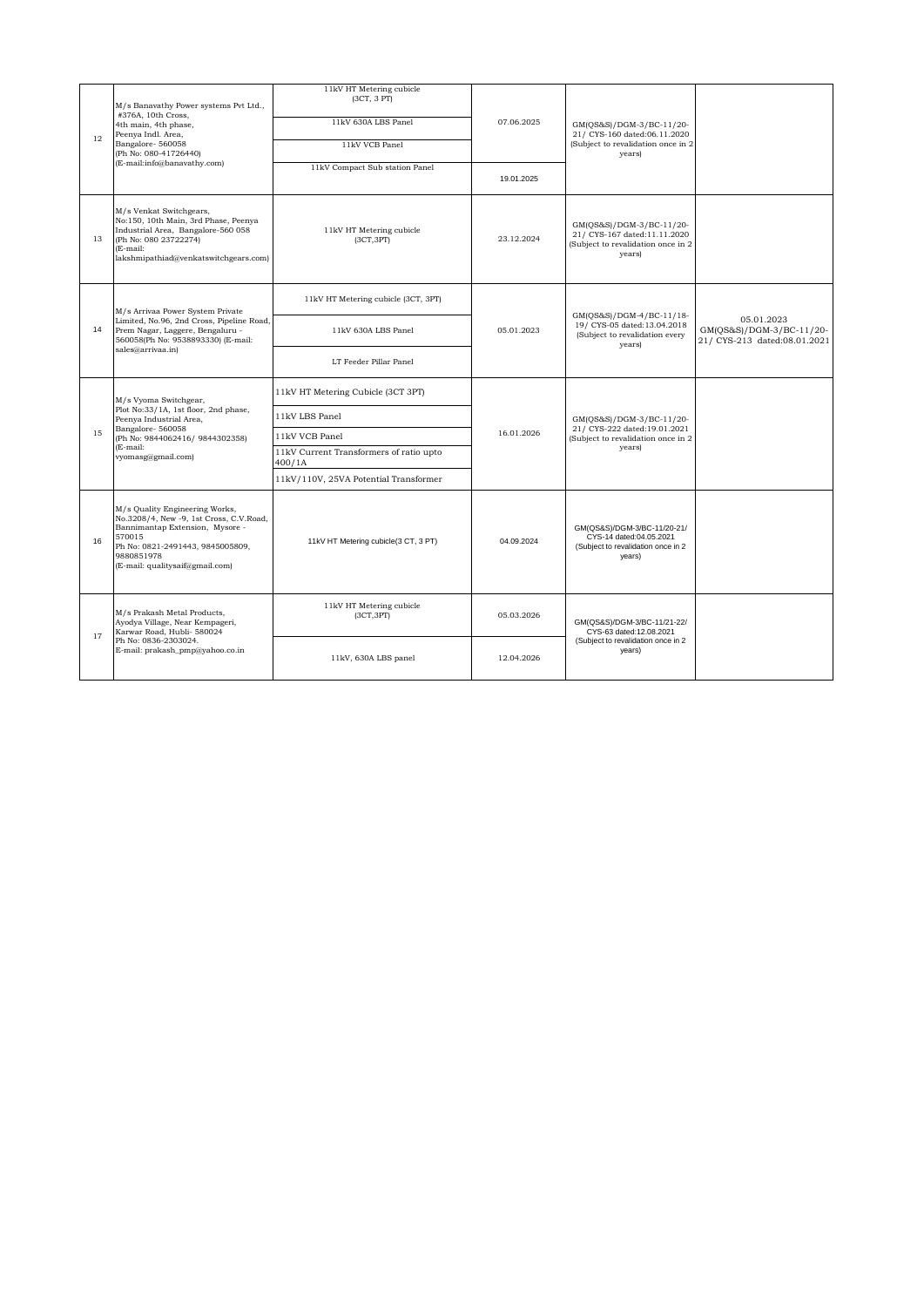| | | | | | |
|---|---|---|---|---|---|
| 12 | M/s Banavathy Power systems Pvt Ltd., #376A, 10th Cross, 4th main, 4th phase, Peenya Indl. Area, Bangalore- 560058 (Ph No: 080-41726440) (E-mail:info@banavathy.com) | 11kV HT Metering cubicle (3CT, 3 PT) | 07.06.2025 | GM(QS&S)/DGM-3/BC-11/20-21/ CYS-160 dated:06.11.2020 (Subject to revalidation once in 2 years) | |
| | | 11kV 630A LBS Panel | | | |
| | | 11kV VCB Panel | | | |
| | | 11kV Compact Sub station Panel | 19.01.2025 | | |
| 13 | M/s Venkat Switchgears, No:150, 10th Main, 3rd Phase, Peenya Industrial Area, Bangalore-560 058 (Ph No: 080 23722274) (E-mail: lakshmipathiad@venkatswitchgears.com) | 11kV HT Metering cubicle (3CT,3PT) | 23.12.2024 | GM(QS&S)/DGM-3/BC-11/20-21/ CYS-167 dated:11.11.2020 (Subject to revalidation once in 2 years) | |
| 14 | M/s Arrivaa Power System Private Limited, No.96, 2nd Cross, Pipeline Road, Prem Nagar, Laggere, Bengaluru - 560058(Ph No: 9538893330) (E-mail: sales@arrivaa.in) | 11kV HT Metering cubicle (3CT, 3PT) | 05.01.2023 | GM(QS&S)/DGM-4/BC-11/18-19/ CYS-05 dated:13.04.2018 (Subject to revalidation every years) | 05.01.2023 GM(QS&S)/DGM-3/BC-11/20-21/ CYS-213 dated:08.01.2021 |
| | | 11kV 630A LBS Panel | | | |
| | | LT Feeder Pillar Panel | | | |
| 15 | M/s Vyoma Switchgear, Plot No:33/1A, 1st floor, 2nd phase, Peenya Industrial Area, Bangalore- 560058 (Ph No: 9844062416/ 9844302358) (E-mail: vyomasg@gmail.com) | 11kV HT Metering Cubicle (3CT 3PT) | 16.01.2026 | GM(QS&S)/DGM-3/BC-11/20-21/ CYS-222 dated:19.01.2021 (Subject to revalidation once in 2 years) | |
| | | 11kV LBS Panel | | | |
| | | 11kV VCB Panel | | | |
| | | 11kV Current Transformers of ratio upto 400/1A | | | |
| | | 11kV/110V, 25VA Potential Transformer | | | |
| 16 | M/s Quality Engineering Works, No.3208/4, New -9, 1st Cross, C.V.Road, Bannimantap Extension, Mysore - 570015 Ph No: 0821-2491443, 9845005809, 9880851978 (E-mail: qualitysaif@gmail.com) | 11kV HT Metering cubicle(3 CT, 3 PT) | 04.09.2024 | GM(QS&S)/DGM-3/BC-11/20-21/ CYS-14 dated:04.05.2021 (Subject to revalidation once in 2 years) | |
| 17 | M/s Prakash Metal Products, Ayodya Village, Near Kempageri, Karwar Road, Hubli- 580024 Ph No: 0836-2303024. E-mail: prakash_pmp@yahoo.co.in | 11kV HT Metering cubicle (3CT,3PT) | 05.03.2026 | GM(QS&S)/DGM-3/BC-11/21-22/ CYS-63 dated:12.08.2021 (Subject to revalidation once in 2 years) | |
| | | 11kV, 630A LBS panel | 12.04.2026 | | |